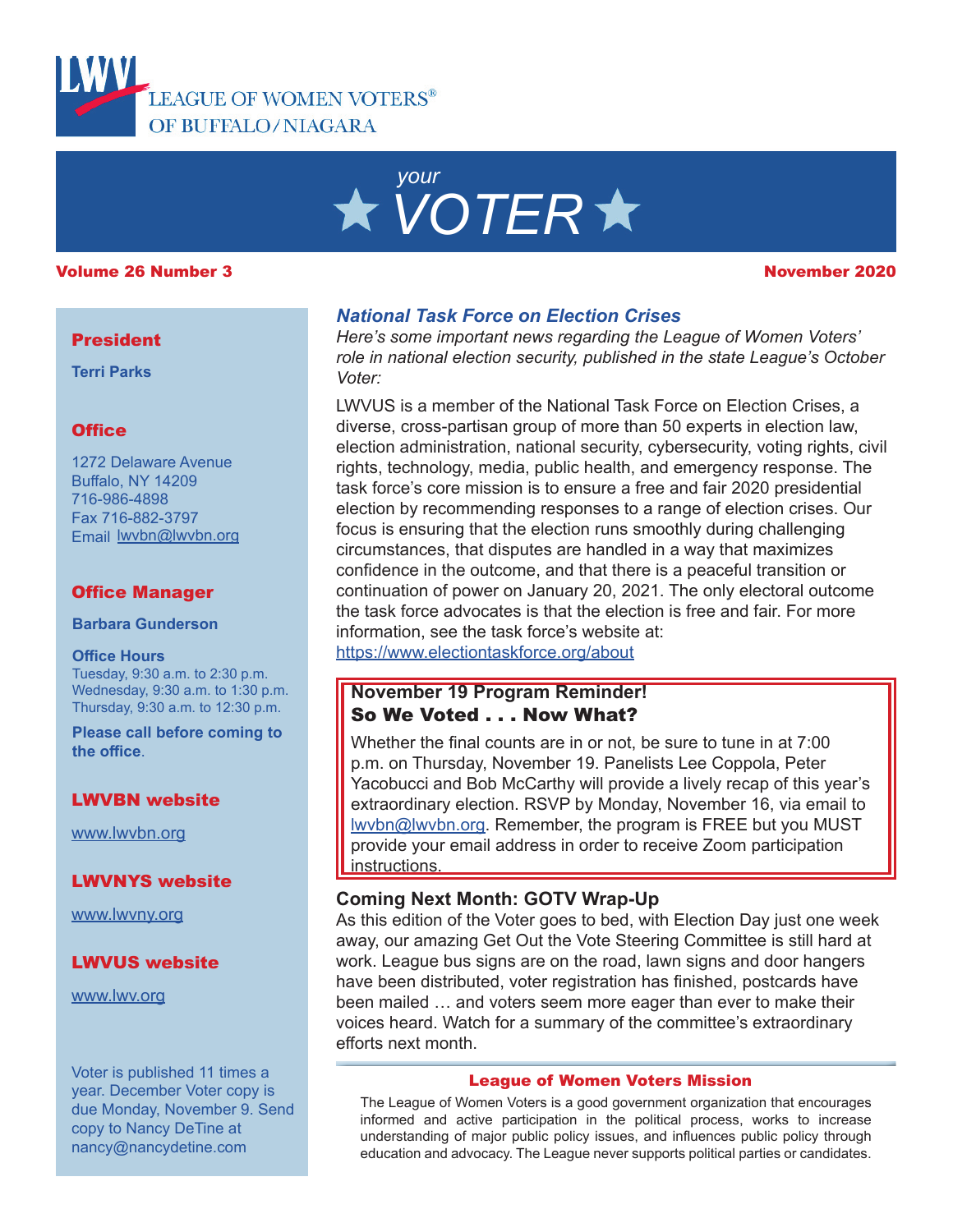LEAGUE OF WOMEN VOTERS®
OF BUFFALO/NIAGARA

# your ★ VOTER ★

**Volume 26 Number 3** — **November 2020**

## *National Task Force on Election Crises*

*Here's some important news regarding the League of Women Voters' role in national election security, published in the state League's October Voter:*

LWVUS is a member of the National Task Force on Election Crises, a diverse, cross-partisan group of more than 50 experts in election law, election administration, national security, cybersecurity, voting rights, civil rights, technology, media, public health, and emergency response. The task force's core mission is to ensure a free and fair 2020 presidential election by recommending responses to a range of election crises. Our focus is ensuring that the election runs smoothly during challenging circumstances, that disputes are handled in a way that maximizes confidence in the outcome, and that there is a peaceful transition or continuation of power on January 20, 2021. The only electoral outcome the task force advocates is that the election is free and fair. For more information, see the task force's website at: https://www.electiontaskforce.org/about

> **November 19 Program Reminder!**
> **So We Voted . . . Now What?**
>
> Whether the final counts are in or not, be sure to tune in at 7:00 p.m. on Thursday, November 19. Panelists Lee Coppola, Peter Yacobucci and Bob McCarthy will provide a lively recap of this year's extraordinary election. RSVP by Monday, November 16, via email to lwvbn@lwvbn.org. Remember, the program is FREE but you MUST provide your email address in order to receive Zoom participation instructions.

## Coming Next Month: GOTV Wrap-Up

As this edition of the Voter goes to bed, with Election Day just one week away, our amazing Get Out the Vote Steering Committee is still hard at work. League bus signs are on the road, lawn signs and door hangers have been distributed, voter registration has finished, postcards have been mailed … and voters seem more eager than ever to make their voices heard. Watch for a summary of the committee's extraordinary efforts next month.

### League of Women Voters Mission

The League of Women Voters is a good government organization that encourages informed and active participation in the political process, works to increase understanding of major public policy issues, and influences public policy through education and advocacy. The League never supports political parties or candidates.

---

**President**

Terri Parks

**Office**

1272 Delaware Avenue
Buffalo, NY 14209
716-986-4898
Fax 716-882-3797
Email lwvbn@lwvbn.org

**Office Manager**

Barbara Gunderson

**Office Hours**
Tuesday, 9:30 a.m. to 2:30 p.m.
Wednesday, 9:30 a.m. to 1:30 p.m.
Thursday, 9:30 a.m. to 12:30 p.m.

**Please call before coming to the office.**

**LWVBN website**

www.lwvbn.org

**LWVNYS website**

www.lwvny.org

**LWVUS website**

www.lwv.org

Voter is published 11 times a year. December Voter copy is due Monday, November 9. Send copy to Nancy DeTine at nancy@nancydetine.com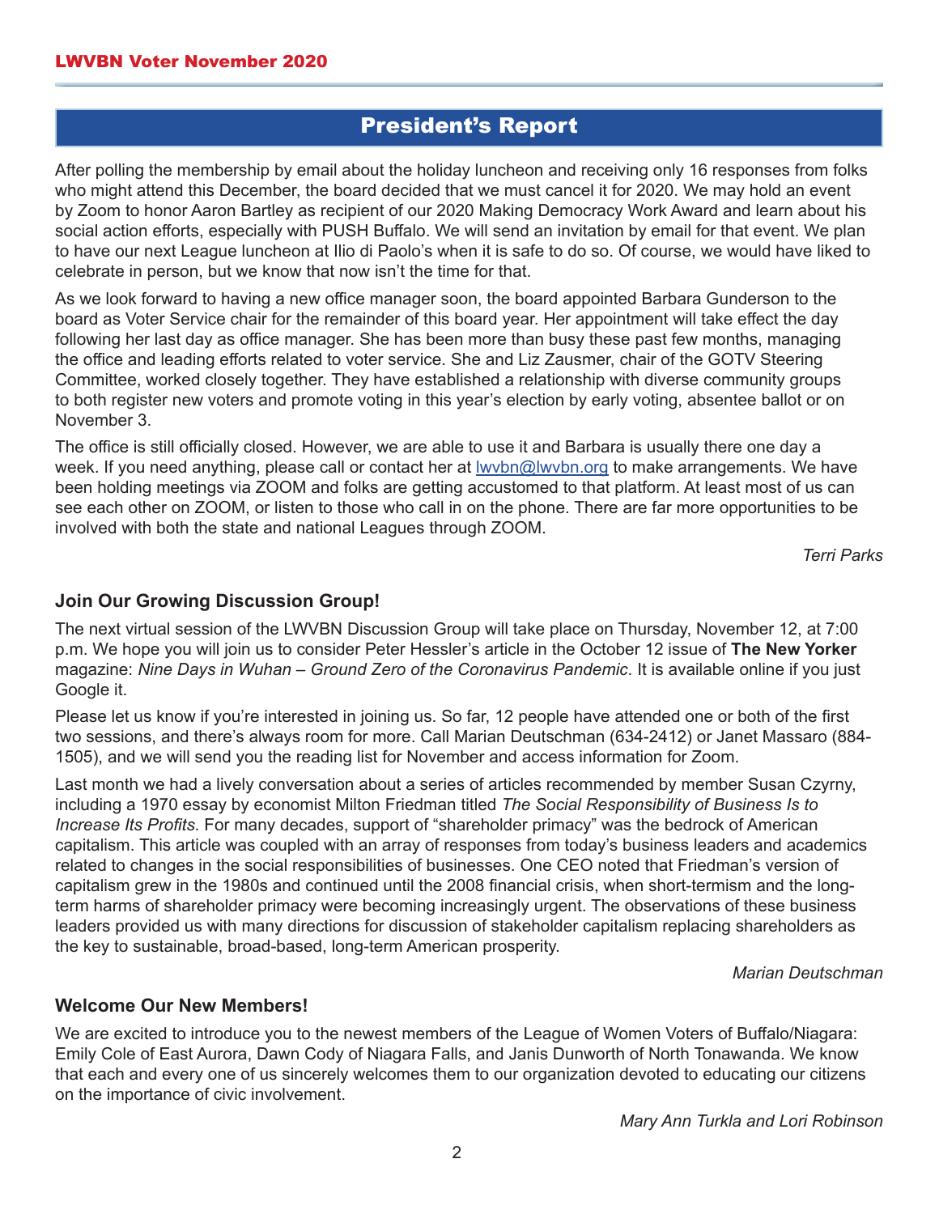## President's Report

After polling the membership by email about the holiday luncheon and receiving only 16 responses from folks who might attend this December, the board decided that we must cancel it for 2020. We may hold an event by Zoom to honor Aaron Bartley as recipient of our 2020 Making Democracy Work Award and learn about his social action efforts, especially with PUSH Buffalo. We will send an invitation by email for that event. We plan to have our next League luncheon at Ilio di Paolo's when it is safe to do so. Of course, we would have liked to celebrate in person, but we know that now isn't the time for that.

As we look forward to having a new office manager soon, the board appointed Barbara Gunderson to the board as Voter Service chair for the remainder of this board year. Her appointment will take effect the day following her last day as office manager. She has been more than busy these past few months, managing the office and leading efforts related to voter service. She and Liz Zausmer, chair of the GOTV Steering Committee, worked closely together. They have established a relationship with diverse community groups to both register new voters and promote voting in this year's election by early voting, absentee ballot or on November 3.

The office is still officially closed. However, we are able to use it and Barbara is usually there one day a week. If you need anything, please call or contact her at lwvbn@lwvbn.org to make arrangements. We have been holding meetings via ZOOM and folks are getting accustomed to that platform. At least most of us can see each other on ZOOM, or listen to those who call in on the phone. There are far more opportunities to be involved with both the state and national Leagues through ZOOM.

*Terri Parks*

### Join Our Growing Discussion Group!

The next virtual session of the LWVBN Discussion Group will take place on Thursday, November 12, at 7:00 p.m. We hope you will join us to consider Peter Hessler's article in the October 12 issue of **The New Yorker** magazine: *Nine Days in Wuhan – Ground Zero of the Coronavirus Pandemic*. It is available online if you just Google it.

Please let us know if you're interested in joining us. So far, 12 people have attended one or both of the first two sessions, and there's always room for more. Call Marian Deutschman (634-2412) or Janet Massaro (884-1505), and we will send you the reading list for November and access information for Zoom.

Last month we had a lively conversation about a series of articles recommended by member Susan Czyrny, including a 1970 essay by economist Milton Friedman titled *The Social Responsibility of Business Is to Increase Its Profits*. For many decades, support of "shareholder primacy" was the bedrock of American capitalism. This article was coupled with an array of responses from today's business leaders and academics related to changes in the social responsibilities of businesses. One CEO noted that Friedman's version of capitalism grew in the 1980s and continued until the 2008 financial crisis, when short-termism and the long-term harms of shareholder primacy were becoming increasingly urgent. The observations of these business leaders provided us with many directions for discussion of stakeholder capitalism replacing shareholders as the key to sustainable, broad-based, long-term American prosperity.

*Marian Deutschman*

### Welcome Our New Members!

We are excited to introduce you to the newest members of the League of Women Voters of Buffalo/Niagara: Emily Cole of East Aurora, Dawn Cody of Niagara Falls, and Janis Dunworth of North Tonawanda. We know that each and every one of us sincerely welcomes them to our organization devoted to educating our citizens on the importance of civic involvement.

*Mary Ann Turkla and Lori Robinson*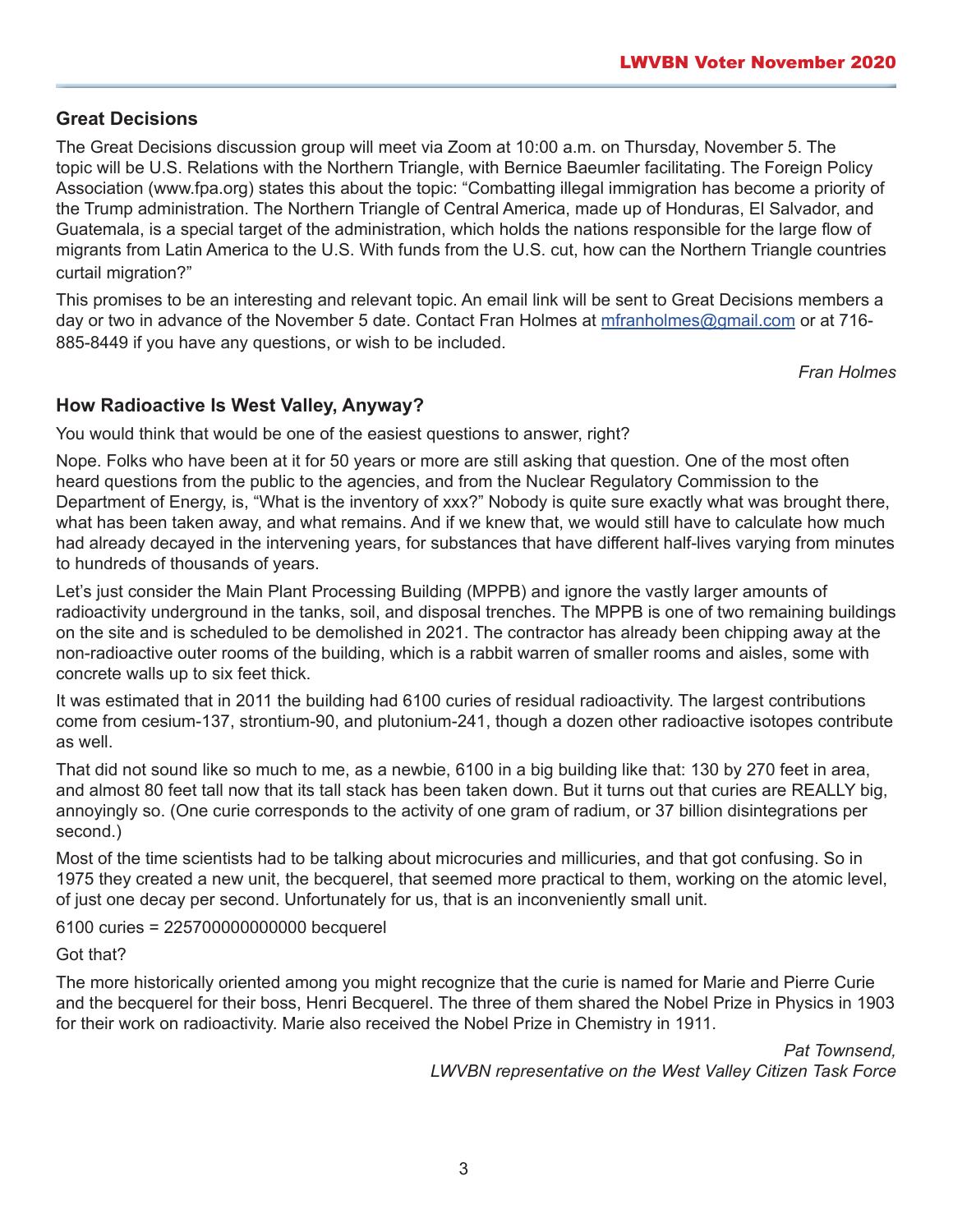## Great Decisions

The Great Decisions discussion group will meet via Zoom at 10:00 a.m. on Thursday, November 5. The topic will be U.S. Relations with the Northern Triangle, with Bernice Baeumler facilitating. The Foreign Policy Association (www.fpa.org) states this about the topic: "Combatting illegal immigration has become a priority of the Trump administration. The Northern Triangle of Central America, made up of Honduras, El Salvador, and Guatemala, is a special target of the administration, which holds the nations responsible for the large flow of migrants from Latin America to the U.S. With funds from the U.S. cut, how can the Northern Triangle countries curtail migration?"

This promises to be an interesting and relevant topic. An email link will be sent to Great Decisions members a day or two in advance of the November 5 date. Contact Fran Holmes at mfranholmes@gmail.com or at 716-885-8449 if you have any questions, or wish to be included.

*Fran Holmes*

## How Radioactive Is West Valley, Anyway?

You would think that would be one of the easiest questions to answer, right?

Nope. Folks who have been at it for 50 years or more are still asking that question. One of the most often heard questions from the public to the agencies, and from the Nuclear Regulatory Commission to the Department of Energy, is, "What is the inventory of xxx?" Nobody is quite sure exactly what was brought there, what has been taken away, and what remains. And if we knew that, we would still have to calculate how much had already decayed in the intervening years, for substances that have different half-lives varying from minutes to hundreds of thousands of years.

Let's just consider the Main Plant Processing Building (MPPB) and ignore the vastly larger amounts of radioactivity underground in the tanks, soil, and disposal trenches. The MPPB is one of two remaining buildings on the site and is scheduled to be demolished in 2021. The contractor has already been chipping away at the non-radioactive outer rooms of the building, which is a rabbit warren of smaller rooms and aisles, some with concrete walls up to six feet thick.

It was estimated that in 2011 the building had 6100 curies of residual radioactivity. The largest contributions come from cesium-137, strontium-90, and plutonium-241, though a dozen other radioactive isotopes contribute as well.

That did not sound like so much to me, as a newbie, 6100 in a big building like that: 130 by 270 feet in area, and almost 80 feet tall now that its tall stack has been taken down. But it turns out that curies are REALLY big, annoyingly so. (One curie corresponds to the activity of one gram of radium, or 37 billion disintegrations per second.)

Most of the time scientists had to be talking about microcuries and millicuries, and that got confusing. So in 1975 they created a new unit, the becquerel, that seemed more practical to them, working on the atomic level, of just one decay per second. Unfortunately for us, that is an inconveniently small unit.

6100 curies = 225700000000000 becquerel

Got that?

The more historically oriented among you might recognize that the curie is named for Marie and Pierre Curie and the becquerel for their boss, Henri Becquerel. The three of them shared the Nobel Prize in Physics in 1903 for their work on radioactivity. Marie also received the Nobel Prize in Chemistry in 1911.

*Pat Townsend,*
*LWVBN representative on the West Valley Citizen Task Force*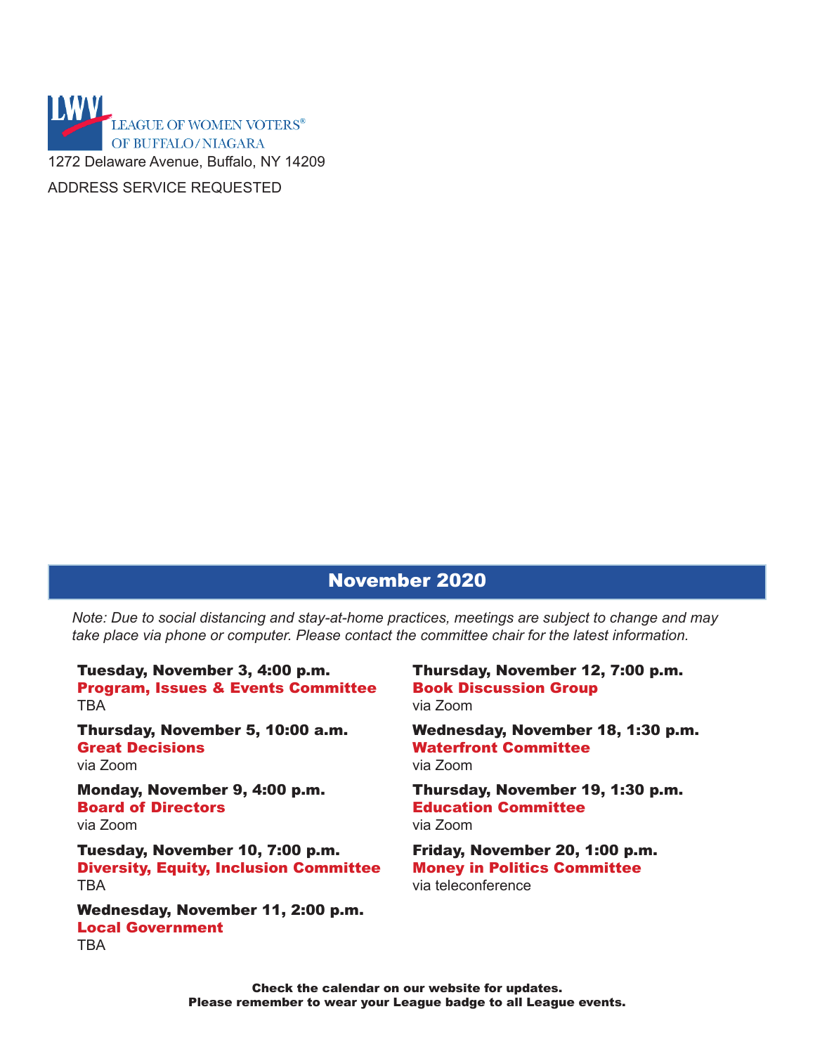LWV LEAGUE OF WOMEN VOTERS®
OF BUFFALO / NIAGARA

1272 Delaware Avenue, Buffalo, NY 14209

ADDRESS SERVICE REQUESTED

## November 2020

*Note: Due to social distancing and stay-at-home practices, meetings are subject to change and may take place via phone or computer. Please contact the committee chair for the latest information.*

**Tuesday, November 3, 4:00 p.m.**
**Program, Issues & Events Committee**
TBA

**Thursday, November 5, 10:00 a.m.**
**Great Decisions**
via Zoom

**Monday, November 9, 4:00 p.m.**
**Board of Directors**
via Zoom

**Tuesday, November 10, 7:00 p.m.**
**Diversity, Equity, Inclusion Committee**
TBA

**Wednesday, November 11, 2:00 p.m.**
**Local Government**
TBA

**Thursday, November 12, 7:00 p.m.**
**Book Discussion Group**
via Zoom

**Wednesday, November 18, 1:30 p.m.**
**Waterfront Committee**
via Zoom

**Thursday, November 19, 1:30 p.m.**
**Education Committee**
via Zoom

**Friday, November 20, 1:00 p.m.**
**Money in Politics Committee**
via teleconference

**Check the calendar on our website for updates.**
**Please remember to wear your League badge to all League events.**